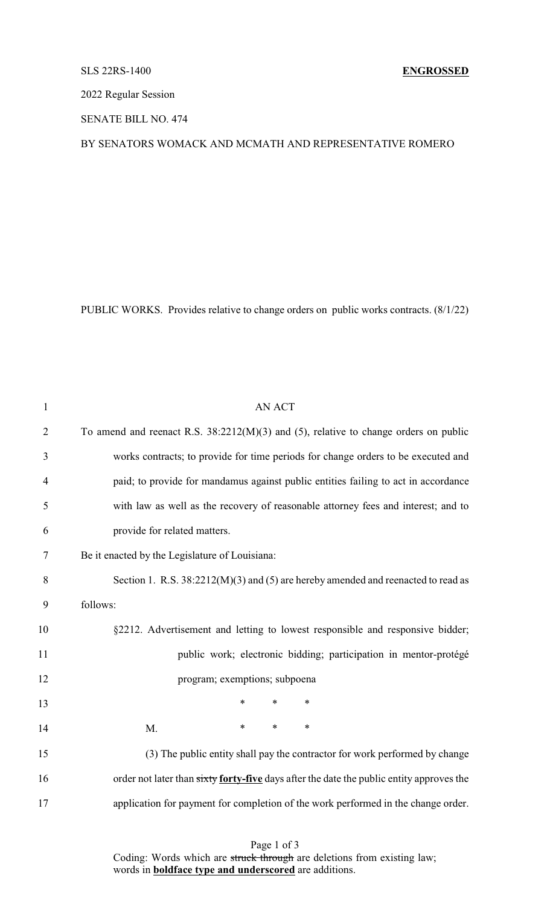SLS 22RS-1400 **ENGROSSED**

2022 Regular Session

SENATE BILL NO. 474

BY SENATORS WOMACK AND MCMATH AND REPRESENTATIVE ROMERO

PUBLIC WORKS. Provides relative to change orders on public works contracts. (8/1/22)

AN ACT

To amend and reenact R.S. 38:2212(M)(3) and (5), relative to change orders on public works contracts; to provide for time periods for change orders to be executed and paid; to provide for mandamus against public entities failing to act in accordance with law as well as the recovery of reasonable attorney fees and interest; and to provide for related matters.

Be it enacted by the Legislature of Louisiana:

Section 1. R.S. 38:2212(M)(3) and (5) are hereby amended and reenacted to read as follows:

§2212. Advertisement and letting to lowest responsible and responsive bidder; public work; electronic bidding; participation in mentor-protégé program; exemptions; subpoena

\* \* \*

M. \* \* \*

(3) The public entity shall pay the contractor for work performed by change order not later than ~~sixty~~ **forty-five** days after the date the public entity approves the application for payment for completion of the work performed in the change order.

Coding: Words which are ~~struck through~~ are deletions from existing law; words in **boldface type and underscored** are additions.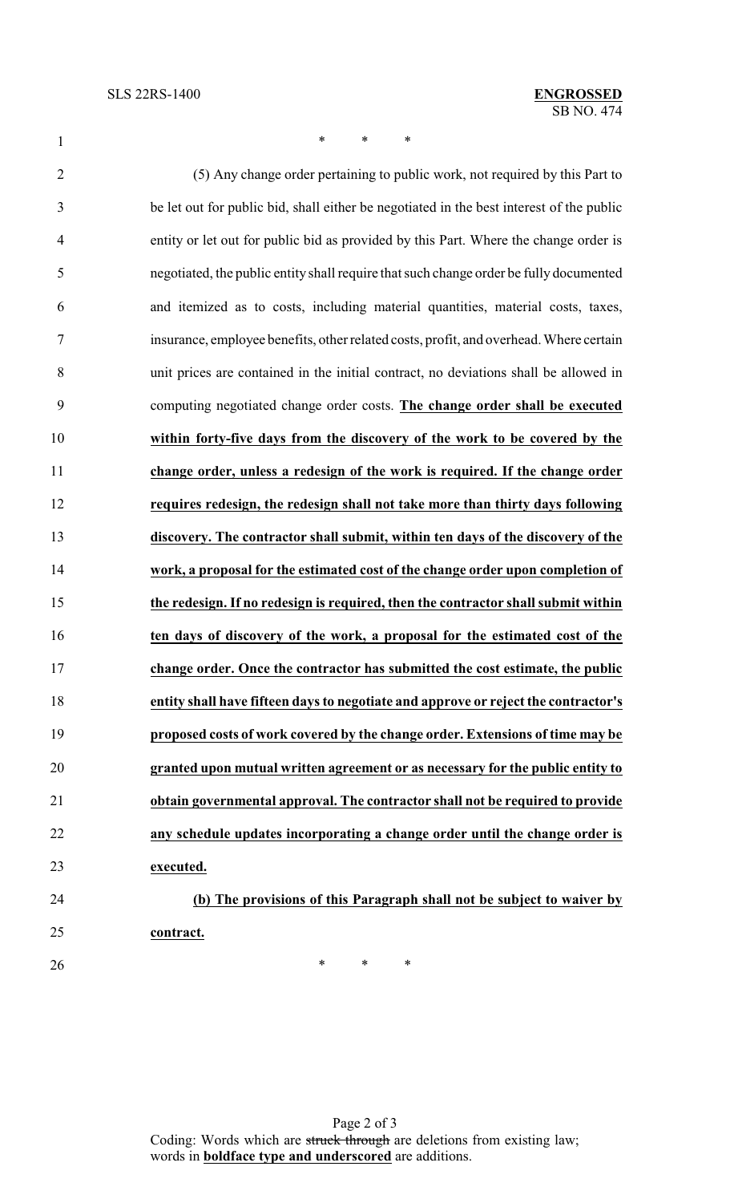\* \* \*

(5) Any change order pertaining to public work, not required by this Part to be let out for public bid, shall either be negotiated in the best interest of the public entity or let out for public bid as provided by this Part. Where the change order is negotiated, the public entity shall require that such change order be fully documented and itemized as to costs, including material quantities, material costs, taxes, insurance, employee benefits, other related costs, profit, and overhead. Where certain unit prices are contained in the initial contract, no deviations shall be allowed in computing negotiated change order costs. **The change order shall be executed within forty-five days from the discovery of the work to be covered by the change order, unless a redesign of the work is required. If the change order requires redesign, the redesign shall not take more than thirty days following discovery. The contractor shall submit, within ten days of the discovery of the work, a proposal for the estimated cost of the change order upon completion of the redesign. If no redesign is required, then the contractor shall submit within ten days of discovery of the work, a proposal for the estimated cost of the change order. Once the contractor has submitted the cost estimate, the public entity shall have fifteen days to negotiate and approve or reject the contractor's proposed costs of work covered by the change order. Extensions of time may be granted upon mutual written agreement or as necessary for the public entity to obtain governmental approval. The contractor shall not be required to provide any schedule updates incorporating a change order until the change order is executed.**

**(b) The provisions of this Paragraph shall not be subject to waiver by contract.**

\* \* \*

Coding: Words which are ~~struck through~~ are deletions from existing law; words in **boldface type and underscored** are additions.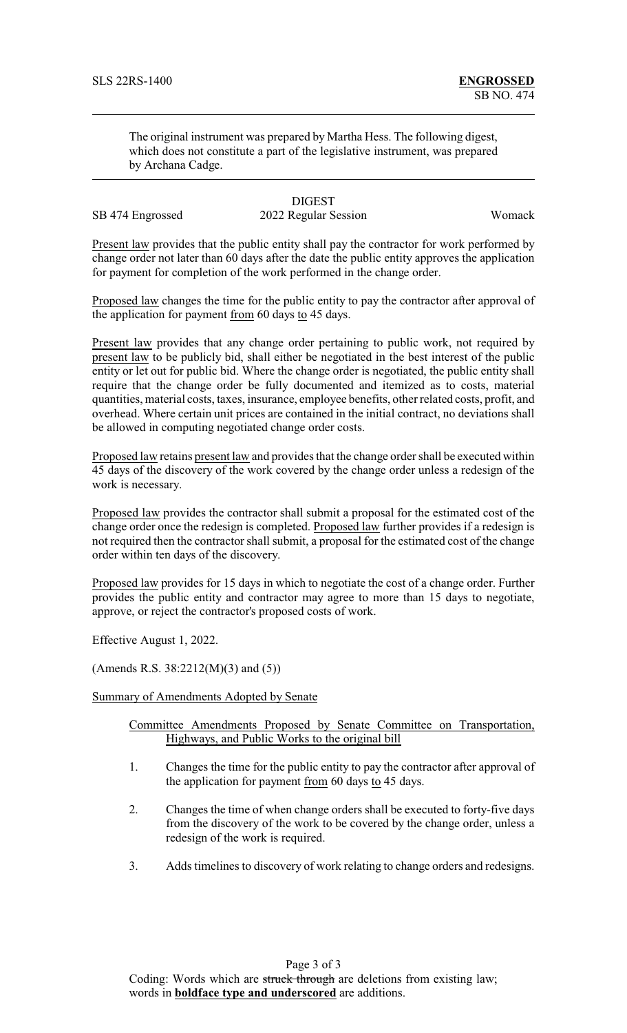The original instrument was prepared by Martha Hess. The following digest, which does not constitute a part of the legislative instrument, was prepared by Archana Cadge.

DIGEST

SB 474 Engrossed 2022 Regular Session Womack

Present law provides that the public entity shall pay the contractor for work performed by change order not later than 60 days after the date the public entity approves the application for payment for completion of the work performed in the change order.

Proposed law changes the time for the public entity to pay the contractor after approval of the application for payment from 60 days to 45 days.

Present law provides that any change order pertaining to public work, not required by present law to be publicly bid, shall either be negotiated in the best interest of the public entity or let out for public bid. Where the change order is negotiated, the public entity shall require that the change order be fully documented and itemized as to costs, material quantities, material costs, taxes, insurance, employee benefits, other related costs, profit, and overhead. Where certain unit prices are contained in the initial contract, no deviations shall be allowed in computing negotiated change order costs.

Proposed law retains present law and provides that the change order shall be executed within 45 days of the discovery of the work covered by the change order unless a redesign of the work is necessary.

Proposed law provides the contractor shall submit a proposal for the estimated cost of the change order once the redesign is completed. Proposed law further provides if a redesign is not required then the contractor shall submit, a proposal for the estimated cost of the change order within ten days of the discovery.

Proposed law provides for 15 days in which to negotiate the cost of a change order. Further provides the public entity and contractor may agree to more than 15 days to negotiate, approve, or reject the contractor's proposed costs of work.

Effective August 1, 2022.

(Amends R.S. 38:2212(M)(3) and (5))

Summary of Amendments Adopted by Senate

Committee Amendments Proposed by Senate Committee on Transportation, Highways, and Public Works to the original bill

1. Changes the time for the public entity to pay the contractor after approval of the application for payment from 60 days to 45 days.
2. Changes the time of when change orders shall be executed to forty-five days from the discovery of the work to be covered by the change order, unless a redesign of the work is required.
3. Adds timelines to discovery of work relating to change orders and redesigns.

Coding: Words which are ~~struck through~~ are deletions from existing law; words in **boldface type and underscored** are additions.